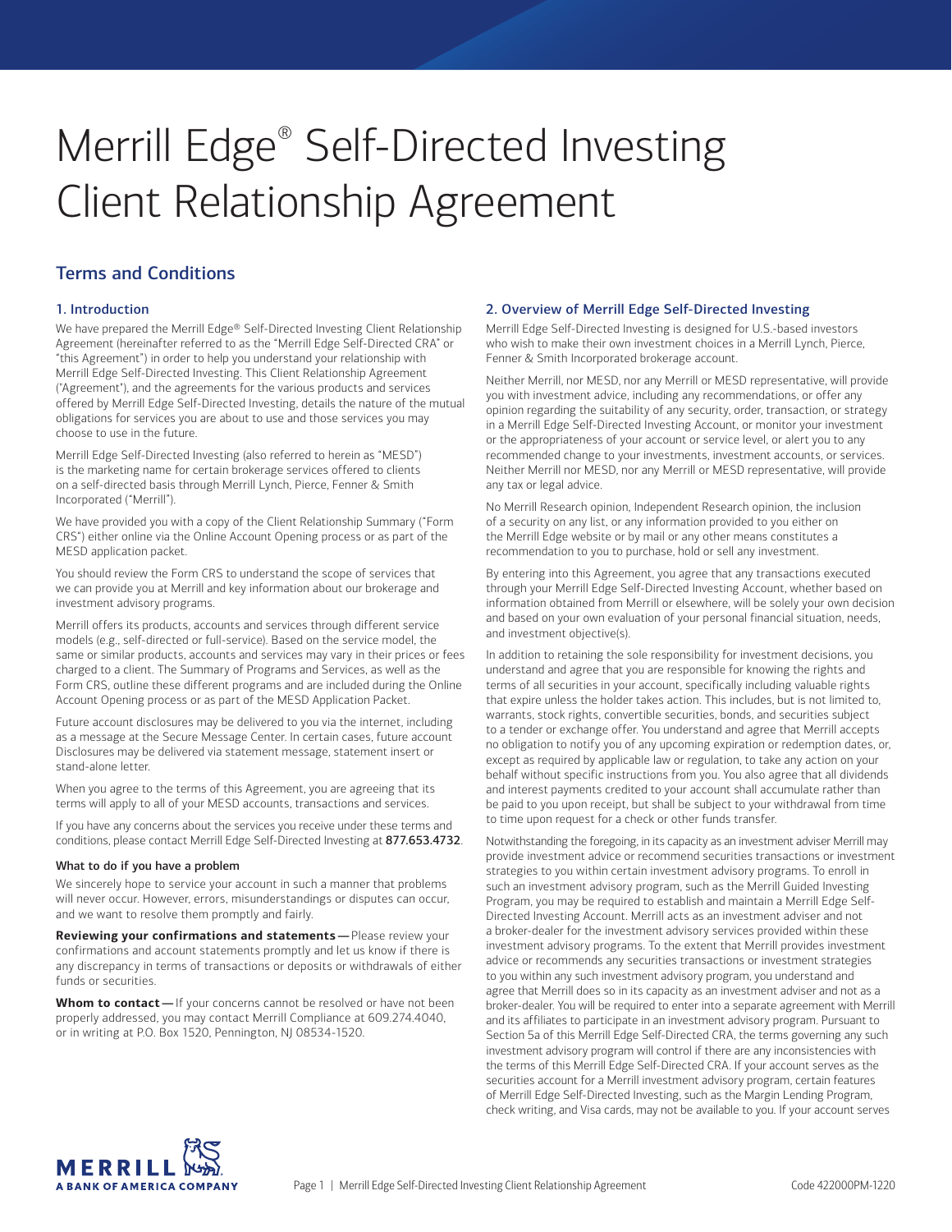# Merrill Edge® Self-Directed Investing Client Relationship Agreement

## Terms and Conditions

### 1. Introduction

We have prepared the Merrill Edge® Self-Directed Investing Client Relationship Agreement (hereinafter referred to as the "Merrill Edge Self-Directed CRA" or "this Agreement") in order to help you understand your relationship with Merrill Edge Self-Directed Investing. This Client Relationship Agreement ("Agreement"), and the agreements for the various products and services offered by Merrill Edge Self-Directed Investing, details the nature of the mutual obligations for services you are about to use and those services you may choose to use in the future.

Merrill Edge Self-Directed Investing (also referred to herein as "MESD") is the marketing name for certain brokerage services offered to clients on a self-directed basis through Merrill Lynch, Pierce, Fenner & Smith Incorporated ("Merrill").

We have provided you with a copy of the Client Relationship Summary ("Form CRS") either online via the Online Account Opening process or as part of the MESD application packet.

You should review the Form CRS to understand the scope of services that we can provide you at Merrill and key information about our brokerage and investment advisory programs.

Merrill offers its products, accounts and services through different service models (e.g., self-directed or full-service). Based on the service model, the same or similar products, accounts and services may vary in their prices or fees charged to a client. The Summary of Programs and Services, as well as the Form CRS, outline these different programs and are included during the Online Account Opening process or as part of the MESD Application Packet.

Future account disclosures may be delivered to you via the internet, including as a message at the Secure Message Center. In certain cases, future account Disclosures may be delivered via statement message, statement insert or stand-alone letter.

When you agree to the terms of this Agreement, you are agreeing that its terms will apply to all of your MESD accounts, transactions and services.

If you have any concerns about the services you receive under these terms and conditions, please contact Merrill Edge Self-Directed Investing at **877.653.4732**.

#### What to do if you have a problem

We sincerely hope to service your account in such a manner that problems will never occur. However, errors, misunderstandings or disputes can occur, and we want to resolve them promptly and fairly.

**Reviewing your confirmations and statements —** Please review your confirmations and account statements promptly and let us know if there is any discrepancy in terms of transactions or deposits or withdrawals of either funds or securities.

**Whom to contact —** If your concerns cannot be resolved or have not been properly addressed, you may contact Merrill Compliance at 609.274.4040, or in writing at P.O. Box 1520, Pennington, NJ 08534-1520.

### 2. Overview of Merrill Edge Self-Directed Investing

Merrill Edge Self-Directed Investing is designed for U.S.-based investors who wish to make their own investment choices in a Merrill Lynch, Pierce, Fenner & Smith Incorporated brokerage account.

Neither Merrill, nor MESD, nor any Merrill or MESD representative, will provide you with investment advice, including any recommendations, or offer any opinion regarding the suitability of any security, order, transaction, or strategy in a Merrill Edge Self-Directed Investing Account, or monitor your investment or the appropriateness of your account or service level, or alert you to any recommended change to your investments, investment accounts, or services. Neither Merrill nor MESD, nor any Merrill or MESD representative, will provide any tax or legal advice.

No Merrill Research opinion, Independent Research opinion, the inclusion of a security on any list, or any information provided to you either on the Merrill Edge website or by mail or any other means constitutes a recommendation to you to purchase, hold or sell any investment.

By entering into this Agreement, you agree that any transactions executed through your Merrill Edge Self-Directed Investing Account, whether based on information obtained from Merrill or elsewhere, will be solely your own decision and based on your own evaluation of your personal financial situation, needs, and investment objective(s).

In addition to retaining the sole responsibility for investment decisions, you understand and agree that you are responsible for knowing the rights and terms of all securities in your account, specifically including valuable rights that expire unless the holder takes action. This includes, but is not limited to, warrants, stock rights, convertible securities, bonds, and securities subject to a tender or exchange offer. You understand and agree that Merrill accepts no obligation to notify you of any upcoming expiration or redemption dates, or, except as required by applicable law or regulation, to take any action on your behalf without specific instructions from you. You also agree that all dividends and interest payments credited to your account shall accumulate rather than be paid to you upon receipt, but shall be subject to your withdrawal from time to time upon request for a check or other funds transfer.

Notwithstanding the foregoing, in its capacity as an investment adviser Merrill may provide investment advice or recommend securities transactions or investment strategies to you within certain investment advisory programs. To enroll in such an investment advisory program, such as the Merrill Guided Investing Program, you may be required to establish and maintain a Merrill Edge Self-Directed Investing Account. Merrill acts as an investment adviser and not a broker-dealer for the investment advisory services provided within these investment advisory programs. To the extent that Merrill provides investment advice or recommends any securities transactions or investment strategies to you within any such investment advisory program, you understand and agree that Merrill does so in its capacity as an investment adviser and not as a broker-dealer. You will be required to enter into a separate agreement with Merrill and its affiliates to participate in an investment advisory program. Pursuant to Section 5a of this Merrill Edge Self-Directed CRA, the terms governing any such investment advisory program will control if there are any inconsistencies with the terms of this Merrill Edge Self-Directed CRA. If your account serves as the securities account for a Merrill investment advisory program, certain features of Merrill Edge Self-Directed Investing, such as the Margin Lending Program, check writing, and Visa cards, may not be available to you. If your account serves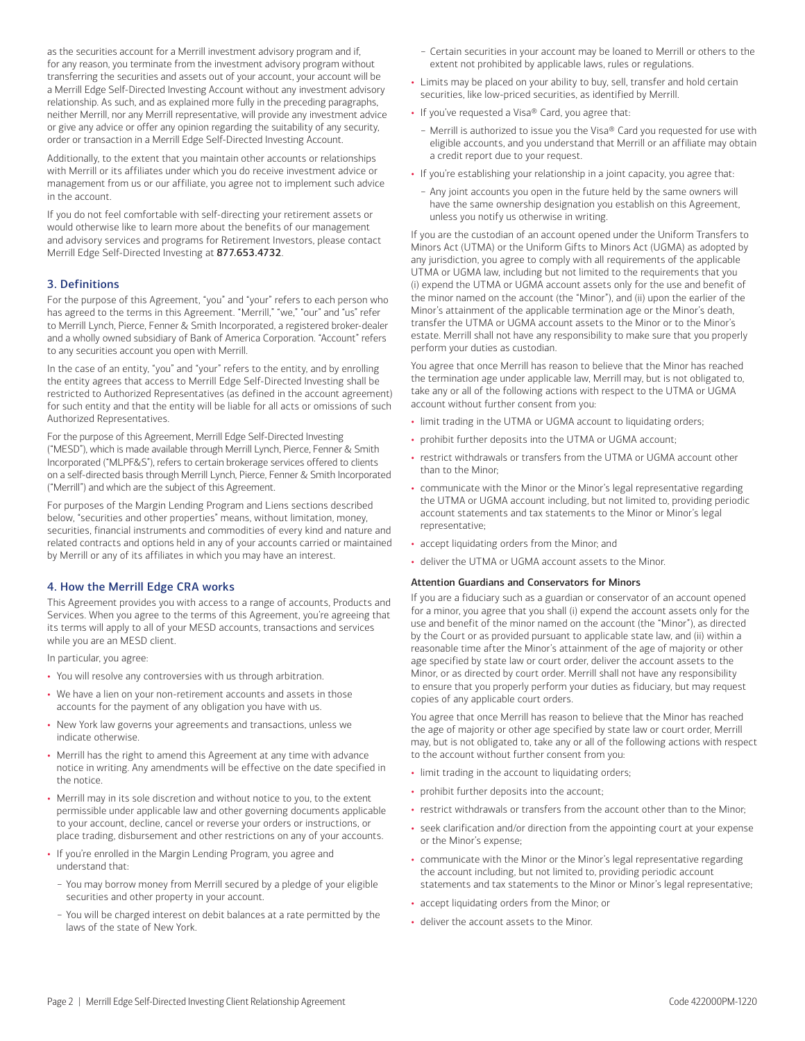as the securities account for a Merrill investment advisory program and if, for any reason, you terminate from the investment advisory program without transferring the securities and assets out of your account, your account will be a Merrill Edge Self-Directed Investing Account without any investment advisory relationship. As such, and as explained more fully in the preceding paragraphs, neither Merrill, nor any Merrill representative, will provide any investment advice or give any advice or offer any opinion regarding the suitability of any security, order or transaction in a Merrill Edge Self-Directed Investing Account.

Additionally, to the extent that you maintain other accounts or relationships with Merrill or its affiliates under which you do receive investment advice or management from us or our affiliate, you agree not to implement such advice in the account.

If you do not feel comfortable with self-directing your retirement assets or would otherwise like to learn more about the benefits of our management and advisory services and programs for Retirement Investors, please contact Merrill Edge Self-Directed Investing at **877.653.4732**.

## 3. Definitions

For the purpose of this Agreement, "you" and "your" refers to each person who has agreed to the terms in this Agreement. "Merrill," "we," "our" and "us" refer to Merrill Lynch, Pierce, Fenner & Smith Incorporated, a registered broker-dealer and a wholly owned subsidiary of Bank of America Corporation. "Account" refers to any securities account you open with Merrill.

In the case of an entity, "you" and "your" refers to the entity, and by enrolling the entity agrees that access to Merrill Edge Self-Directed Investing shall be restricted to Authorized Representatives (as defined in the account agreement) for such entity and that the entity will be liable for all acts or omissions of such Authorized Representatives.

For the purpose of this Agreement, Merrill Edge Self-Directed Investing ("MESD"), which is made available through Merrill Lynch, Pierce, Fenner & Smith Incorporated ("MLPF&S"), refers to certain brokerage services offered to clients on a self-directed basis through Merrill Lynch, Pierce, Fenner & Smith Incorporated ("Merrill") and which are the subject of this Agreement.

For purposes of the Margin Lending Program and Liens sections described below, "securities and other properties" means, without limitation, money, securities, financial instruments and commodities of every kind and nature and related contracts and options held in any of your accounts carried or maintained by Merrill or any of its affiliates in which you may have an interest.

## 4. How the Merrill Edge CRA works

This Agreement provides you with access to a range of accounts, Products and Services. When you agree to the terms of this Agreement, you're agreeing that its terms will apply to all of your MESD accounts, transactions and services while you are an MESD client.

In particular, you agree:

- You will resolve any controversies with us through arbitration.
- We have a lien on your non-retirement accounts and assets in those accounts for the payment of any obligation you have with us.
- New York law governs your agreements and transactions, unless we indicate otherwise.
- Merrill has the right to amend this Agreement at any time with advance notice in writing. Any amendments will be effective on the date specified in the notice.
- Merrill may in its sole discretion and without notice to you, to the extent permissible under applicable law and other governing documents applicable to your account, decline, cancel or reverse your orders or instructions, or place trading, disbursement and other restrictions on any of your accounts.
- If you're enrolled in the Margin Lending Program, you agree and understand that:
  - You may borrow money from Merrill secured by a pledge of your eligible securities and other property in your account.
  - You will be charged interest on debit balances at a rate permitted by the laws of the state of New York.
  - Certain securities in your account may be loaned to Merrill or others to the extent not prohibited by applicable laws, rules or regulations.
- Limits may be placed on your ability to buy, sell, transfer and hold certain securities, like low-priced securities, as identified by Merrill.
- If you've requested a Visa® Card, you agree that:
  - Merrill is authorized to issue you the Visa® Card you requested for use with eligible accounts, and you understand that Merrill or an affiliate may obtain a credit report due to your request.
- If you're establishing your relationship in a joint capacity, you agree that:
  - Any joint accounts you open in the future held by the same owners will have the same ownership designation you establish on this Agreement, unless you notify us otherwise in writing.

If you are the custodian of an account opened under the Uniform Transfers to Minors Act (UTMA) or the Uniform Gifts to Minors Act (UGMA) as adopted by any jurisdiction, you agree to comply with all requirements of the applicable UTMA or UGMA law, including but not limited to the requirements that you (i) expend the UTMA or UGMA account assets only for the use and benefit of the minor named on the account (the "Minor"), and (ii) upon the earlier of the Minor's attainment of the applicable termination age or the Minor's death, transfer the UTMA or UGMA account assets to the Minor or to the Minor's estate. Merrill shall not have any responsibility to make sure that you properly perform your duties as custodian.

You agree that once Merrill has reason to believe that the Minor has reached the termination age under applicable law, Merrill may, but is not obligated to, take any or all of the following actions with respect to the UTMA or UGMA account without further consent from you:

- limit trading in the UTMA or UGMA account to liquidating orders;
- prohibit further deposits into the UTMA or UGMA account;
- restrict withdrawals or transfers from the UTMA or UGMA account other than to the Minor;
- communicate with the Minor or the Minor's legal representative regarding the UTMA or UGMA account including, but not limited to, providing periodic account statements and tax statements to the Minor or Minor's legal representative;
- accept liquidating orders from the Minor; and
- deliver the UTMA or UGMA account assets to the Minor.

**Attention Guardians and Conservators for Minors**

If you are a fiduciary such as a guardian or conservator of an account opened for a minor, you agree that you shall (i) expend the account assets only for the use and benefit of the minor named on the account (the "Minor"), as directed by the Court or as provided pursuant to applicable state law, and (ii) within a reasonable time after the Minor's attainment of the age of majority or other age specified by state law or court order, deliver the account assets to the Minor, or as directed by court order. Merrill shall not have any responsibility to ensure that you properly perform your duties as fiduciary, but may request copies of any applicable court orders.

You agree that once Merrill has reason to believe that the Minor has reached the age of majority or other age specified by state law or court order, Merrill may, but is not obligated to, take any or all of the following actions with respect to the account without further consent from you:

- limit trading in the account to liquidating orders;
- prohibit further deposits into the account;
- restrict withdrawals or transfers from the account other than to the Minor;
- seek clarification and/or direction from the appointing court at your expense or the Minor's expense;
- communicate with the Minor or the Minor's legal representative regarding the account including, but not limited to, providing periodic account statements and tax statements to the Minor or Minor's legal representative;
- accept liquidating orders from the Minor; or
- deliver the account assets to the Minor.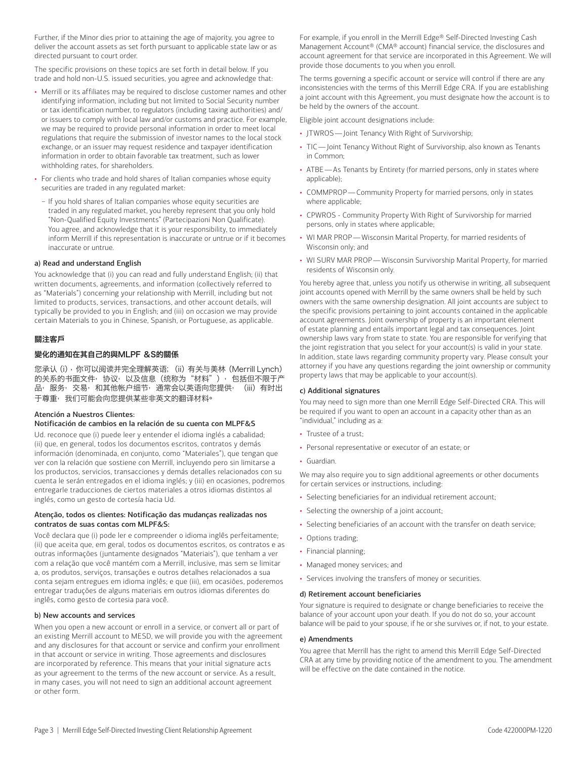Further, if the Minor dies prior to attaining the age of majority, you agree to deliver the account assets as set forth pursuant to applicable state law or as directed pursuant to court order.

The specific provisions on these topics are set forth in detail below. If you trade and hold non-U.S. issued securities, you agree and acknowledge that:

- Merrill or its affiliates may be required to disclose customer names and other identifying information, including but not limited to Social Security number or tax identification number, to regulators (including taxing authorities) and/or issuers to comply with local law and/or customs and practice. For example, we may be required to provide personal information in order to meet local regulations that require the submission of investor names to the local stock exchange, or an issuer may request residence and taxpayer identification information in order to obtain favorable tax treatment, such as lower withholding rates, for shareholders.
- For clients who trade and hold shares of Italian companies whose equity securities are traded in any regulated market:
  - If you hold shares of Italian companies whose equity securities are traded in any regulated market, you hereby represent that you only hold "Non-Qualified Equity Investments" (Partecipazioni Non Qualificate). You agree, and acknowledge that it is your responsibility, to immediately inform Merrill if this representation is inaccurate or untrue or if it becomes inaccurate or untrue.

#### a) Read and understand English

You acknowledge that (i) you can read and fully understand English; (ii) that written documents, agreements, and information (collectively referred to as "Materials") concerning your relationship with Merrill, including but not limited to products, services, transactions, and other account details, will typically be provided to you in English; and (iii) on occasion we may provide certain Materials to you in Chinese, Spanish, or Portuguese, as applicable.

**關注客戶**

**變化的通知在其自己的與MLPF &S的關係**

您承认（i），你可以阅读并完全理解英语；（ii）有关与美林（Merrill Lynch）的关系的书面文件，协议，以及信息（统称为"材料"），包括但不限于产品，服务，交易，和其他帐户细节，通常会以英语向您提供，（iii）有时出于尊重，我们可能会向您提供某些非英文的翻译材料。

**Atención a Nuestros Clientes:**
**Notificación de cambios en la relación de su cuenta con MLPF&S**

Ud. reconoce que (i) puede leer y entender el idioma inglés a cabalidad; (ii) que, en general, todos los documentos escritos, contratos y demás información (denominada, en conjunto, como "Materiales"), que tengan que ver con la relación que sostiene con Merrill, incluyendo pero sin limitarse a los productos, servicios, transacciones y demás detalles relacionados con su cuenta le serán entregados en el idioma inglés; y (iii) en ocasiones, podremos entregarle traducciones de ciertos materiales a otros idiomas distintos al inglés, como un gesto de cortesía hacia Ud.

**Atenção, todos os clientes: Notificação das mudanças realizadas nos contratos de suas contas com MLPF&S:**

Você declara que (i) pode ler e compreender o idioma inglês perfeitamente; (ii) que aceita que, em geral, todos os documentos escritos, os contratos e as outras informações (juntamente designados "Materiais"), que tenham a ver com a relação que você mantém com a Merrill, inclusive, mas sem se limitar a, os produtos, serviços, transações e outros detalhes relacionados a sua conta sejam entregues em idioma inglês; e que (iii), em ocasiões, poderemos entregar traduções de alguns materiais em outros idiomas diferentes do inglês, como gesto de cortesia para você.

#### b) New accounts and services

When you open a new account or enroll in a service, or convert all or part of an existing Merrill account to MESD, we will provide you with the agreement and any disclosures for that account or service and confirm your enrollment in that account or service in writing. Those agreements and disclosures are incorporated by reference. This means that your initial signature acts as your agreement to the terms of the new account or service. As a result, in many cases, you will not need to sign an additional account agreement or other form.

For example, if you enroll in the Merrill Edge® Self-Directed Investing Cash Management Account® (CMA® account) financial service, the disclosures and account agreement for that service are incorporated in this Agreement. We will provide those documents to you when you enroll.

The terms governing a specific account or service will control if there are any inconsistencies with the terms of this Merrill Edge CRA. If you are establishing a joint account with this Agreement, you must designate how the account is to be held by the owners of the account.

Eligible joint account designations include:

- JTWROS — Joint Tenancy With Right of Survivorship;
- TIC — Joint Tenancy Without Right of Survivorship, also known as Tenants in Common;
- ATBE — As Tenants by Entirety (for married persons, only in states where applicable);
- COMMPROP — Community Property for married persons, only in states where applicable;
- CPWROS - Community Property With Right of Survivorship for married persons, only in states where applicable;
- WI MAR PROP — Wisconsin Marital Property, for married residents of Wisconsin only; and
- WI SURV MAR PROP — Wisconsin Survivorship Marital Property, for married residents of Wisconsin only.

You hereby agree that, unless you notify us otherwise in writing, all subsequent joint accounts opened with Merrill by the same owners shall be held by such owners with the same ownership designation. All joint accounts are subject to the specific provisions pertaining to joint accounts contained in the applicable account agreements. Joint ownership of property is an important element of estate planning and entails important legal and tax consequences. Joint ownership laws vary from state to state. You are responsible for verifying that the joint registration that you select for your account(s) is valid in your state. In addition, state laws regarding community property vary. Please consult your attorney if you have any questions regarding the joint ownership or community property laws that may be applicable to your account(s).

#### c) Additional signatures

You may need to sign more than one Merrill Edge Self-Directed CRA. This will be required if you want to open an account in a capacity other than as an "individual," including as a:

- Trustee of a trust;
- Personal representative or executor of an estate; or
- Guardian.

We may also require you to sign additional agreements or other documents for certain services or instructions, including:

- Selecting beneficiaries for an individual retirement account;
- Selecting the ownership of a joint account;
- Selecting beneficiaries of an account with the transfer on death service;
- Options trading;
- Financial planning;
- Managed money services; and
- Services involving the transfers of money or securities.

#### d) Retirement account beneficiaries

Your signature is required to designate or change beneficiaries to receive the balance of your account upon your death. If you do not do so, your account balance will be paid to your spouse, if he or she survives or, if not, to your estate.

#### e) Amendments

You agree that Merrill has the right to amend this Merrill Edge Self-Directed CRA at any time by providing notice of the amendment to you. The amendment will be effective on the date contained in the notice.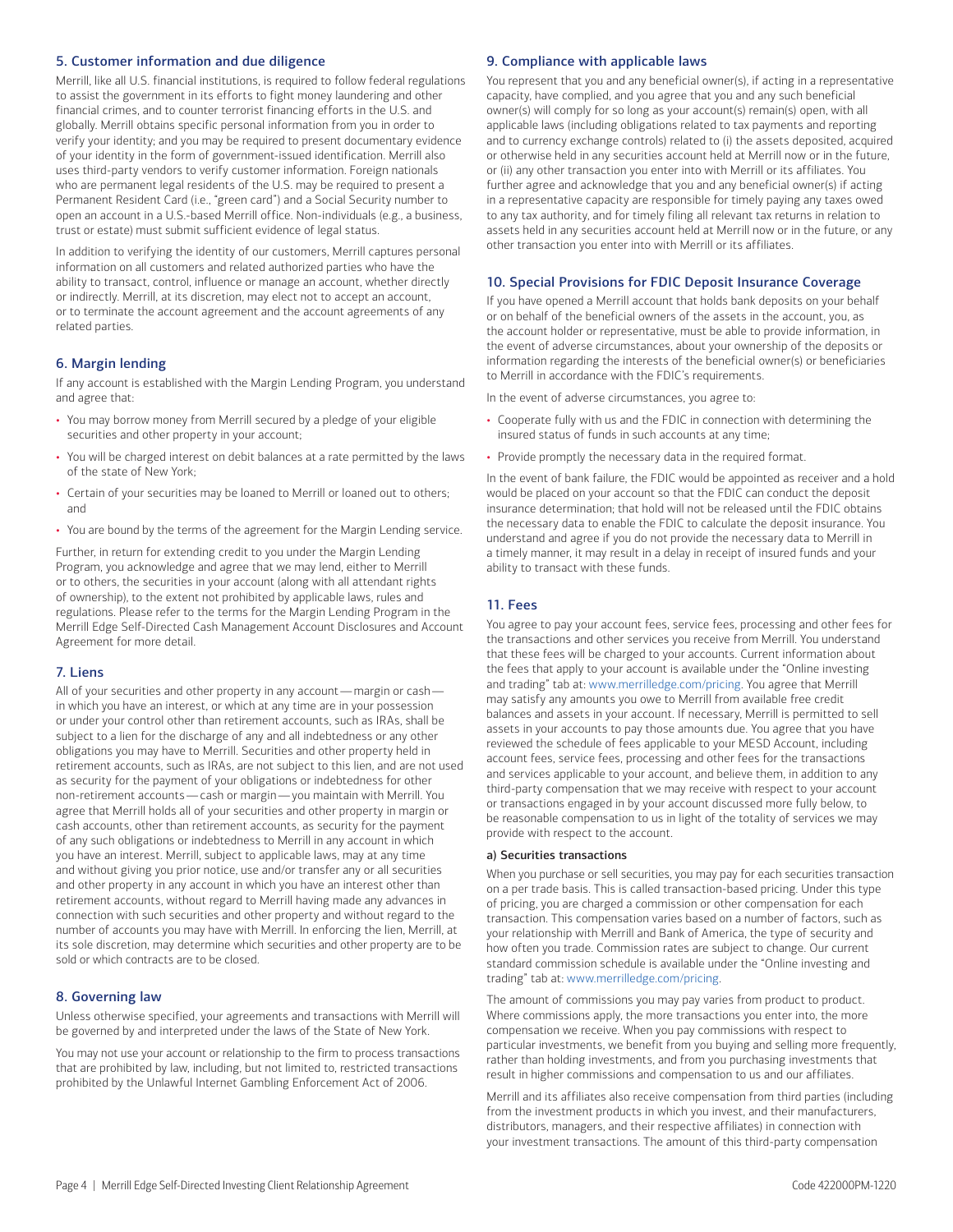## 5. Customer information and due diligence

Merrill, like all U.S. financial institutions, is required to follow federal regulations to assist the government in its efforts to fight money laundering and other financial crimes, and to counter terrorist financing efforts in the U.S. and globally. Merrill obtains specific personal information from you in order to verify your identity; and you may be required to present documentary evidence of your identity in the form of government-issued identification. Merrill also uses third-party vendors to verify customer information. Foreign nationals who are permanent legal residents of the U.S. may be required to present a Permanent Resident Card (i.e., "green card") and a Social Security number to open an account in a U.S.-based Merrill office. Non-individuals (e.g., a business, trust or estate) must submit sufficient evidence of legal status.

In addition to verifying the identity of our customers, Merrill captures personal information on all customers and related authorized parties who have the ability to transact, control, influence or manage an account, whether directly or indirectly. Merrill, at its discretion, may elect not to accept an account, or to terminate the account agreement and the account agreements of any related parties.

## 6. Margin lending

If any account is established with the Margin Lending Program, you understand and agree that:

- You may borrow money from Merrill secured by a pledge of your eligible securities and other property in your account;
- You will be charged interest on debit balances at a rate permitted by the laws of the state of New York;
- Certain of your securities may be loaned to Merrill or loaned out to others; and
- You are bound by the terms of the agreement for the Margin Lending service.

Further, in return for extending credit to you under the Margin Lending Program, you acknowledge and agree that we may lend, either to Merrill or to others, the securities in your account (along with all attendant rights of ownership), to the extent not prohibited by applicable laws, rules and regulations. Please refer to the terms for the Margin Lending Program in the Merrill Edge Self-Directed Cash Management Account Disclosures and Account Agreement for more detail.

## 7. Liens

All of your securities and other property in any account — margin or cash — in which you have an interest, or which at any time are in your possession or under your control other than retirement accounts, such as IRAs, shall be subject to a lien for the discharge of any and all indebtedness or any other obligations you may have to Merrill. Securities and other property held in retirement accounts, such as IRAs, are not subject to this lien, and are not used as security for the payment of your obligations or indebtedness for other non-retirement accounts — cash or margin — you maintain with Merrill. You agree that Merrill holds all of your securities and other property in margin or cash accounts, other than retirement accounts, as security for the payment of any such obligations or indebtedness to Merrill in any account in which you have an interest. Merrill, subject to applicable laws, may at any time and without giving you prior notice, use and/or transfer any or all securities and other property in any account in which you have an interest other than retirement accounts, without regard to Merrill having made any advances in connection with such securities and other property and without regard to the number of accounts you may have with Merrill. In enforcing the lien, Merrill, at its sole discretion, may determine which securities and other property are to be sold or which contracts are to be closed.

## 8. Governing law

Unless otherwise specified, your agreements and transactions with Merrill will be governed by and interpreted under the laws of the State of New York.

You may not use your account or relationship to the firm to process transactions that are prohibited by law, including, but not limited to, restricted transactions prohibited by the Unlawful Internet Gambling Enforcement Act of 2006.

## 9. Compliance with applicable laws

You represent that you and any beneficial owner(s), if acting in a representative capacity, have complied, and you agree that you and any such beneficial owner(s) will comply for so long as your account(s) remain(s) open, with all applicable laws (including obligations related to tax payments and reporting and to currency exchange controls) related to (i) the assets deposited, acquired or otherwise held in any securities account held at Merrill now or in the future, or (ii) any other transaction you enter into with Merrill or its affiliates. You further agree and acknowledge that you and any beneficial owner(s) if acting in a representative capacity are responsible for timely paying any taxes owed to any tax authority, and for timely filing all relevant tax returns in relation to assets held in any securities account held at Merrill now or in the future, or any other transaction you enter into with Merrill or its affiliates.

## 10. Special Provisions for FDIC Deposit Insurance Coverage

If you have opened a Merrill account that holds bank deposits on your behalf or on behalf of the beneficial owners of the assets in the account, you, as the account holder or representative, must be able to provide information, in the event of adverse circumstances, about your ownership of the deposits or information regarding the interests of the beneficial owner(s) or beneficiaries to Merrill in accordance with the FDIC's requirements.

In the event of adverse circumstances, you agree to:

- Cooperate fully with us and the FDIC in connection with determining the insured status of funds in such accounts at any time;
- Provide promptly the necessary data in the required format.

In the event of bank failure, the FDIC would be appointed as receiver and a hold would be placed on your account so that the FDIC can conduct the deposit insurance determination; that hold will not be released until the FDIC obtains the necessary data to enable the FDIC to calculate the deposit insurance. You understand and agree if you do not provide the necessary data to Merrill in a timely manner, it may result in a delay in receipt of insured funds and your ability to transact with these funds.

## 11. Fees

You agree to pay your account fees, service fees, processing and other fees for the transactions and other services you receive from Merrill. You understand that these fees will be charged to your accounts. Current information about the fees that apply to your account is available under the "Online investing and trading" tab at: www.merrilledge.com/pricing. You agree that Merrill may satisfy any amounts you owe to Merrill from available free credit balances and assets in your account. If necessary, Merrill is permitted to sell assets in your accounts to pay those amounts due. You agree that you have reviewed the schedule of fees applicable to your MESD Account, including account fees, service fees, processing and other fees for the transactions and services applicable to your account, and believe them, in addition to any third-party compensation that we may receive with respect to your account or transactions engaged in by your account discussed more fully below, to be reasonable compensation to us in light of the totality of services we may provide with respect to the account.

### a) Securities transactions

When you purchase or sell securities, you may pay for each securities transaction on a per trade basis. This is called transaction-based pricing. Under this type of pricing, you are charged a commission or other compensation for each transaction. This compensation varies based on a number of factors, such as your relationship with Merrill and Bank of America, the type of security and how often you trade. Commission rates are subject to change. Our current standard commission schedule is available under the "Online investing and trading" tab at: www.merrilledge.com/pricing.

The amount of commissions you may pay varies from product to product. Where commissions apply, the more transactions you enter into, the more compensation we receive. When you pay commissions with respect to particular investments, we benefit from you buying and selling more frequently, rather than holding investments, and from you purchasing investments that result in higher commissions and compensation to us and our affiliates.

Merrill and its affiliates also receive compensation from third parties (including from the investment products in which you invest, and their manufacturers, distributors, managers, and their respective affiliates) in connection with your investment transactions. The amount of this third-party compensation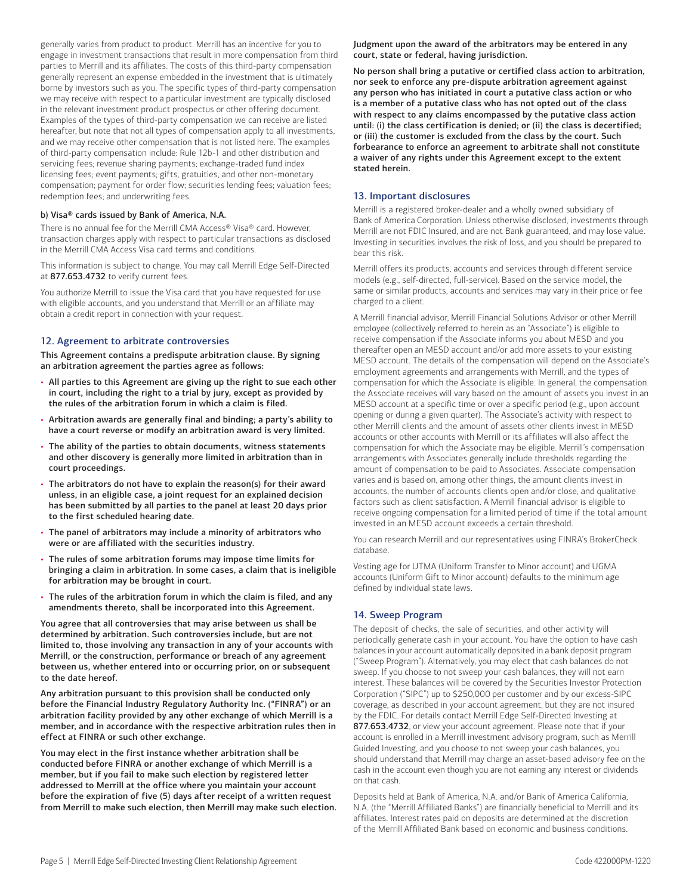generally varies from product to product. Merrill has an incentive for you to engage in investment transactions that result in more compensation from third parties to Merrill and its affiliates. The costs of this third-party compensation generally represent an expense embedded in the investment that is ultimately borne by investors such as you. The specific types of third-party compensation we may receive with respect to a particular investment are typically disclosed in the relevant investment product prospectus or other offering document. Examples of the types of third-party compensation we can receive are listed hereafter, but note that not all types of compensation apply to all investments, and we may receive other compensation that is not listed here. The examples of third-party compensation include: Rule 12b-1 and other distribution and servicing fees; revenue sharing payments; exchange-traded fund index licensing fees; event payments; gifts, gratuities, and other non-monetary compensation; payment for order flow; securities lending fees; valuation fees; redemption fees; and underwriting fees.

#### b) Visa® cards issued by Bank of America, N.A.

There is no annual fee for the Merrill CMA Access® Visa® card. However, transaction charges apply with respect to particular transactions as disclosed in the Merrill CMA Access Visa card terms and conditions.

This information is subject to change. You may call Merrill Edge Self-Directed at **877.653.4732** to verify current fees.

You authorize Merrill to issue the Visa card that you have requested for use with eligible accounts, and you understand that Merrill or an affiliate may obtain a credit report in connection with your request.

### 12. Agreement to arbitrate controversies

**This Agreement contains a predispute arbitration clause. By signing an arbitration agreement the parties agree as follows:**

- **All parties to this Agreement are giving up the right to sue each other in court, including the right to a trial by jury, except as provided by the rules of the arbitration forum in which a claim is filed.**
- **Arbitration awards are generally final and binding; a party's ability to have a court reverse or modify an arbitration award is very limited.**
- **The ability of the parties to obtain documents, witness statements and other discovery is generally more limited in arbitration than in court proceedings.**
- **The arbitrators do not have to explain the reason(s) for their award unless, in an eligible case, a joint request for an explained decision has been submitted by all parties to the panel at least 20 days prior to the first scheduled hearing date.**
- **The panel of arbitrators may include a minority of arbitrators who were or are affiliated with the securities industry.**
- **The rules of some arbitration forums may impose time limits for bringing a claim in arbitration. In some cases, a claim that is ineligible for arbitration may be brought in court.**
- **The rules of the arbitration forum in which the claim is filed, and any amendments thereto, shall be incorporated into this Agreement.**

**You agree that all controversies that may arise between us shall be determined by arbitration. Such controversies include, but are not limited to, those involving any transaction in any of your accounts with Merrill, or the construction, performance or breach of any agreement between us, whether entered into or occurring prior, on or subsequent to the date hereof.**

**Any arbitration pursuant to this provision shall be conducted only before the Financial Industry Regulatory Authority Inc. ("FINRA") or an arbitration facility provided by any other exchange of which Merrill is a member, and in accordance with the respective arbitration rules then in effect at FINRA or such other exchange.**

**You may elect in the first instance whether arbitration shall be conducted before FINRA or another exchange of which Merrill is a member, but if you fail to make such election by registered letter addressed to Merrill at the office where you maintain your account before the expiration of five (5) days after receipt of a written request from Merrill to make such election, then Merrill may make such election.**

**Judgment upon the award of the arbitrators may be entered in any court, state or federal, having jurisdiction.**

**No person shall bring a putative or certified class action to arbitration, nor seek to enforce any pre-dispute arbitration agreement against any person who has initiated in court a putative class action or who is a member of a putative class who has not opted out of the class with respect to any claims encompassed by the putative class action until: (i) the class certification is denied; or (ii) the class is decertified; or (iii) the customer is excluded from the class by the court. Such forbearance to enforce an agreement to arbitrate shall not constitute a waiver of any rights under this Agreement except to the extent stated herein.**

### 13. Important disclosures

Merrill is a registered broker-dealer and a wholly owned subsidiary of Bank of America Corporation. Unless otherwise disclosed, investments through Merrill are not FDIC Insured, and are not Bank guaranteed, and may lose value. Investing in securities involves the risk of loss, and you should be prepared to bear this risk.

Merrill offers its products, accounts and services through different service models (e.g., self-directed, full-service). Based on the service model, the same or similar products, accounts and services may vary in their price or fee charged to a client.

A Merrill financial advisor, Merrill Financial Solutions Advisor or other Merrill employee (collectively referred to herein as an "Associate") is eligible to receive compensation if the Associate informs you about MESD and you thereafter open an MESD account and/or add more assets to your existing MESD account. The details of the compensation will depend on the Associate's employment agreements and arrangements with Merrill, and the types of compensation for which the Associate is eligible. In general, the compensation the Associate receives will vary based on the amount of assets you invest in an MESD account at a specific time or over a specific period (e.g., upon account opening or during a given quarter). The Associate's activity with respect to other Merrill clients and the amount of assets other clients invest in MESD accounts or other accounts with Merrill or its affiliates will also affect the compensation for which the Associate may be eligible. Merrill's compensation arrangements with Associates generally include thresholds regarding the amount of compensation to be paid to Associates. Associate compensation varies and is based on, among other things, the amount clients invest in accounts, the number of accounts clients open and/or close, and qualitative factors such as client satisfaction. A Merrill financial advisor is eligible to receive ongoing compensation for a limited period of time if the total amount invested in an MESD account exceeds a certain threshold.

You can research Merrill and our representatives using FINRA's BrokerCheck database.

Vesting age for UTMA (Uniform Transfer to Minor account) and UGMA accounts (Uniform Gift to Minor account) defaults to the minimum age defined by individual state laws.

### 14. Sweep Program

The deposit of checks, the sale of securities, and other activity will periodically generate cash in your account. You have the option to have cash balances in your account automatically deposited in a bank deposit program ("Sweep Program"). Alternatively, you may elect that cash balances do not sweep. If you choose to not sweep your cash balances, they will not earn interest. These balances will be covered by the Securities Investor Protection Corporation ("SIPC") up to $250,000 per customer and by our excess-SIPC coverage, as described in your account agreement, but they are not insured by the FDIC. For details contact Merrill Edge Self-Directed Investing at **877.653.4732**, or view your account agreement. Please note that if your account is enrolled in a Merrill investment advisory program, such as Merrill Guided Investing, and you choose to not sweep your cash balances, you should understand that Merrill may charge an asset-based advisory fee on the cash in the account even though you are not earning any interest or dividends on that cash.

Deposits held at Bank of America, N.A. and/or Bank of America California, N.A. (the "Merrill Affiliated Banks") are financially beneficial to Merrill and its affiliates. Interest rates paid on deposits are determined at the discretion of the Merrill Affiliated Bank based on economic and business conditions.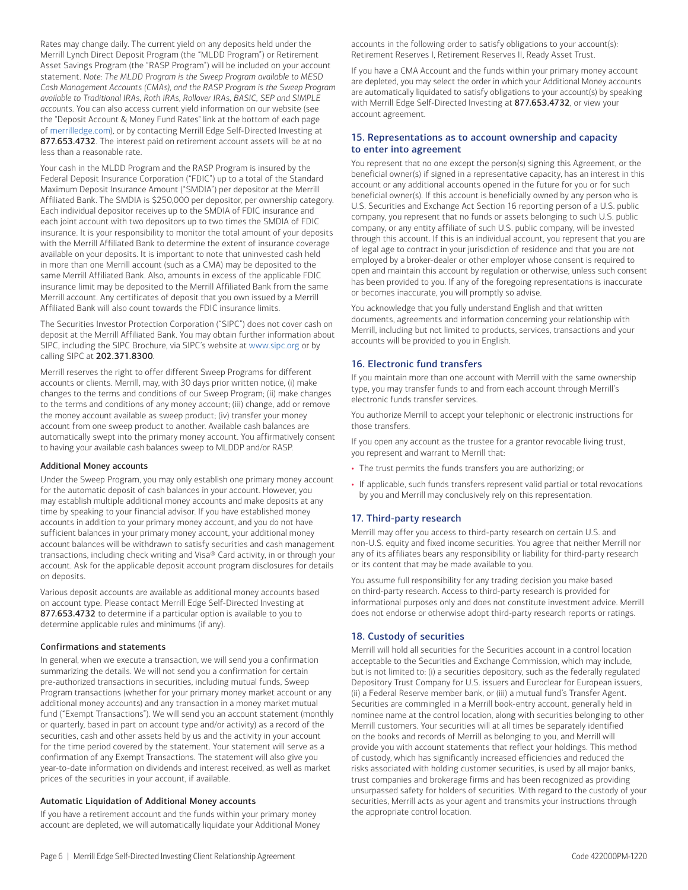Rates may change daily. The current yield on any deposits held under the Merrill Lynch Direct Deposit Program (the "MLDD Program") or Retirement Asset Savings Program (the "RASP Program") will be included on your account statement. *Note: The MLDD Program is the Sweep Program available to MESD Cash Management Accounts (CMAs), and the RASP Program is the Sweep Program available to Traditional IRAs, Roth IRAs, Rollover IRAs, BASIC, SEP and SIMPLE accounts.* You can also access current yield information on our website (see the "Deposit Account & Money Fund Rates" link at the bottom of each page of merrilledge.com), or by contacting Merrill Edge Self-Directed Investing at **877.653.4732**. The interest paid on retirement account assets will be at no less than a reasonable rate.

Your cash in the MLDD Program and the RASP Program is insured by the Federal Deposit Insurance Corporation ("FDIC") up to a total of the Standard Maximum Deposit Insurance Amount ("SMDIA") per depositor at the Merrill Affiliated Bank. The SMDIA is $250,000 per depositor, per ownership category. Each individual depositor receives up to the SMDIA of FDIC insurance and each joint account with two depositors up to two times the SMDIA of FDIC insurance. It is your responsibility to monitor the total amount of your deposits with the Merrill Affiliated Bank to determine the extent of insurance coverage available on your deposits. It is important to note that uninvested cash held in more than one Merrill account (such as a CMA) may be deposited to the same Merrill Affiliated Bank. Also, amounts in excess of the applicable FDIC insurance limit may be deposited to the Merrill Affiliated Bank from the same Merrill account. Any certificates of deposit that you own issued by a Merrill Affiliated Bank will also count towards the FDIC insurance limits.

The Securities Investor Protection Corporation ("SIPC") does not cover cash on deposit at the Merrill Affiliated Bank. You may obtain further information about SIPC, including the SIPC Brochure, via SIPC's website at www.sipc.org or by calling SIPC at **202.371.8300**.

Merrill reserves the right to offer different Sweep Programs for different accounts or clients. Merrill, may, with 30 days prior written notice, (i) make changes to the terms and conditions of our Sweep Program; (ii) make changes to the terms and conditions of any money account; (iii) change, add or remove the money account available as sweep product; (iv) transfer your money account from one sweep product to another. Available cash balances are automatically swept into the primary money account. You affirmatively consent to having your available cash balances sweep to MLDDP and/or RASP.

**Additional Money accounts**

Under the Sweep Program, you may only establish one primary money account for the automatic deposit of cash balances in your account. However, you may establish multiple additional money accounts and make deposits at any time by speaking to your financial advisor. If you have established money accounts in addition to your primary money account, and you do not have sufficient balances in your primary money account, your additional money account balances will be withdrawn to satisfy securities and cash management transactions, including check writing and Visa® Card activity, in or through your account. Ask for the applicable deposit account program disclosures for details on deposits.

Various deposit accounts are available as additional money accounts based on account type. Please contact Merrill Edge Self-Directed Investing at **877.653.4732** to determine if a particular option is available to you to determine applicable rules and minimums (if any).

**Confirmations and statements**

In general, when we execute a transaction, we will send you a confirmation summarizing the details. We will not send you a confirmation for certain pre-authorized transactions in securities, including mutual funds, Sweep Program transactions (whether for your primary money market account or any additional money accounts) and any transaction in a money market mutual fund ("Exempt Transactions"). We will send you an account statement (monthly or quarterly, based in part on account type and/or activity) as a record of the securities, cash and other assets held by us and the activity in your account for the time period covered by the statement. Your statement will serve as a confirmation of any Exempt Transactions. The statement will also give you year-to-date information on dividends and interest received, as well as market prices of the securities in your account, if available.

**Automatic Liquidation of Additional Money accounts**

If you have a retirement account and the funds within your primary money account are depleted, we will automatically liquidate your Additional Money accounts in the following order to satisfy obligations to your account(s): Retirement Reserves I, Retirement Reserves II, Ready Asset Trust.

If you have a CMA Account and the funds within your primary money account are depleted, you may select the order in which your Additional Money accounts are automatically liquidated to satisfy obligations to your account(s) by speaking with Merrill Edge Self-Directed Investing at **877.653.4732**, or view your account agreement.

## 15. Representations as to account ownership and capacity to enter into agreement

You represent that no one except the person(s) signing this Agreement, or the beneficial owner(s) if signed in a representative capacity, has an interest in this account or any additional accounts opened in the future for you or for such beneficial owner(s). If this account is beneficially owned by any person who is U.S. Securities and Exchange Act Section 16 reporting person of a U.S. public company, you represent that no funds or assets belonging to such U.S. public company, or any entity affiliate of such U.S. public company, will be invested through this account. If this is an individual account, you represent that you are of legal age to contract in your jurisdiction of residence and that you are not employed by a broker-dealer or other employer whose consent is required to open and maintain this account by regulation or otherwise, unless such consent has been provided to you. If any of the foregoing representations is inaccurate or becomes inaccurate, you will promptly so advise.

You acknowledge that you fully understand English and that written documents, agreements and information concerning your relationship with Merrill, including but not limited to products, services, transactions and your accounts will be provided to you in English.

## 16. Electronic fund transfers

If you maintain more than one account with Merrill with the same ownership type, you may transfer funds to and from each account through Merrill's electronic funds transfer services.

You authorize Merrill to accept your telephonic or electronic instructions for those transfers.

If you open any account as the trustee for a grantor revocable living trust, you represent and warrant to Merrill that:

- The trust permits the funds transfers you are authorizing; or
- If applicable, such funds transfers represent valid partial or total revocations by you and Merrill may conclusively rely on this representation.

## 17. Third-party research

Merrill may offer you access to third-party research on certain U.S. and non-U.S. equity and fixed income securities. You agree that neither Merrill nor any of its affiliates bears any responsibility or liability for third-party research or its content that may be made available to you.

You assume full responsibility for any trading decision you make based on third-party research. Access to third-party research is provided for informational purposes only and does not constitute investment advice. Merrill does not endorse or otherwise adopt third-party research reports or ratings.

## 18. Custody of securities

Merrill will hold all securities for the Securities account in a control location acceptable to the Securities and Exchange Commission, which may include, but is not limited to: (i) a securities depository, such as the federally regulated Depository Trust Company for U.S. issuers and Euroclear for European issuers, (ii) a Federal Reserve member bank, or (iii) a mutual fund's Transfer Agent. Securities are commingled in a Merrill book-entry account, generally held in nominee name at the control location, along with securities belonging to other Merrill customers. Your securities will at all times be separately identified on the books and records of Merrill as belonging to you, and Merrill will provide you with account statements that reflect your holdings. This method of custody, which has significantly increased efficiencies and reduced the risks associated with holding customer securities, is used by all major banks, trust companies and brokerage firms and has been recognized as providing unsurpassed safety for holders of securities. With regard to the custody of your securities, Merrill acts as your agent and transmits your instructions through the appropriate control location.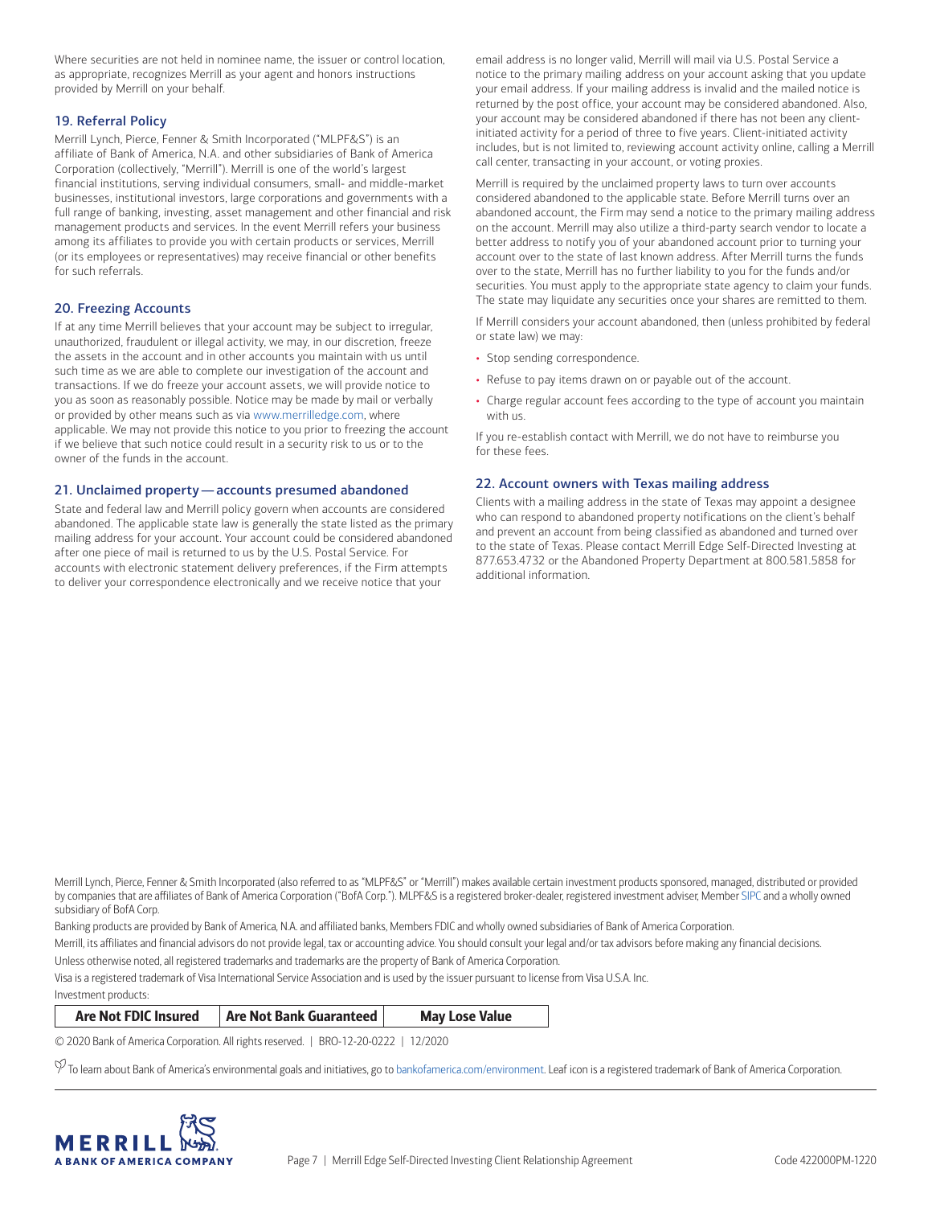Where securities are not held in nominee name, the issuer or control location, as appropriate, recognizes Merrill as your agent and honors instructions provided by Merrill on your behalf.

### 19. Referral Policy

Merrill Lynch, Pierce, Fenner & Smith Incorporated ("MLPF&S") is an affiliate of Bank of America, N.A. and other subsidiaries of Bank of America Corporation (collectively, "Merrill"). Merrill is one of the world's largest financial institutions, serving individual consumers, small- and middle-market businesses, institutional investors, large corporations and governments with a full range of banking, investing, asset management and other financial and risk management products and services. In the event Merrill refers your business among its affiliates to provide you with certain products or services, Merrill (or its employees or representatives) may receive financial or other benefits for such referrals.

### 20. Freezing Accounts

If at any time Merrill believes that your account may be subject to irregular, unauthorized, fraudulent or illegal activity, we may, in our discretion, freeze the assets in the account and in other accounts you maintain with us until such time as we are able to complete our investigation of the account and transactions. If we do freeze your account assets, we will provide notice to you as soon as reasonably possible. Notice may be made by mail or verbally or provided by other means such as via www.merrilledge.com, where applicable. We may not provide this notice to you prior to freezing the account if we believe that such notice could result in a security risk to us or to the owner of the funds in the account.

### 21. Unclaimed property — accounts presumed abandoned

State and federal law and Merrill policy govern when accounts are considered abandoned. The applicable state law is generally the state listed as the primary mailing address for your account. Your account could be considered abandoned after one piece of mail is returned to us by the U.S. Postal Service. For accounts with electronic statement delivery preferences, if the Firm attempts to deliver your correspondence electronically and we receive notice that your email address is no longer valid, Merrill will mail via U.S. Postal Service a notice to the primary mailing address on your account asking that you update your email address. If your mailing address is invalid and the mailed notice is returned by the post office, your account may be considered abandoned. Also, your account may be considered abandoned if there has not been any client-initiated activity for a period of three to five years. Client-initiated activity includes, but is not limited to, reviewing account activity online, calling a Merrill call center, transacting in your account, or voting proxies.

Merrill is required by the unclaimed property laws to turn over accounts considered abandoned to the applicable state. Before Merrill turns over an abandoned account, the Firm may send a notice to the primary mailing address on the account. Merrill may also utilize a third-party search vendor to locate a better address to notify you of your abandoned account prior to turning your account over to the state of last known address. After Merrill turns the funds over to the state, Merrill has no further liability to you for the funds and/or securities. You must apply to the appropriate state agency to claim your funds. The state may liquidate any securities once your shares are remitted to them.

If Merrill considers your account abandoned, then (unless prohibited by federal or state law) we may:

- Stop sending correspondence.
- Refuse to pay items drawn on or payable out of the account.
- Charge regular account fees according to the type of account you maintain with us.

If you re-establish contact with Merrill, we do not have to reimburse you for these fees.

### 22. Account owners with Texas mailing address

Clients with a mailing address in the state of Texas may appoint a designee who can respond to abandoned property notifications on the client's behalf and prevent an account from being classified as abandoned and turned over to the state of Texas. Please contact Merrill Edge Self-Directed Investing at 877.653.4732 or the Abandoned Property Department at 800.581.5858 for additional information.

Merrill Lynch, Pierce, Fenner & Smith Incorporated (also referred to as "MLPF&S" or "Merrill") makes available certain investment products sponsored, managed, distributed or provided by companies that are affiliates of Bank of America Corporation ("BofA Corp."). MLPF&S is a registered broker-dealer, registered investment adviser, Member SIPC and a wholly owned subsidiary of BofA Corp.

Banking products are provided by Bank of America, N.A. and affiliated banks, Members FDIC and wholly owned subsidiaries of Bank of America Corporation.

Merrill, its affiliates and financial advisors do not provide legal, tax or accounting advice. You should consult your legal and/or tax advisors before making any financial decisions.

Unless otherwise noted, all registered trademarks and trademarks are the property of Bank of America Corporation.

Visa is a registered trademark of Visa International Service Association and is used by the issuer pursuant to license from Visa U.S.A. Inc.

Investment products:

| Are Not FDIC Insured | Are Not Bank Guaranteed | May Lose Value |
|---|---|---|

© 2020 Bank of America Corporation. All rights reserved. | BRO-12-20-0222 | 12/2020

To learn about Bank of America's environmental goals and initiatives, go to bankofamerica.com/environment. Leaf icon is a registered trademark of Bank of America Corporation.

MERRILL A BANK OF AMERICA COMPANY

Code 422000PM-1220